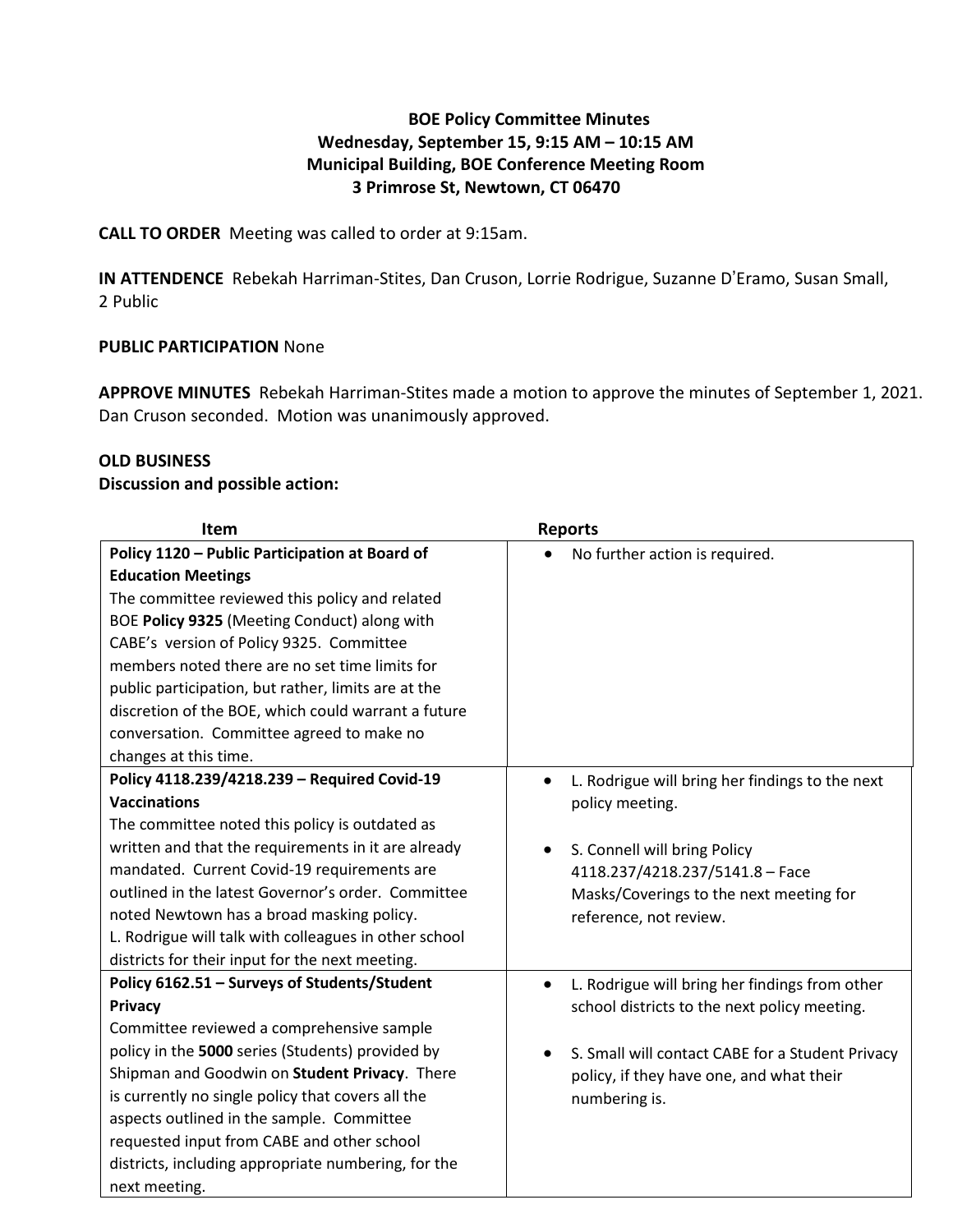**BOE Policy Committee Minutes**
**Wednesday, September 15, 9:15 AM – 10:15 AM**
**Municipal Building, BOE Conference Meeting Room**
**3 Primrose St, Newtown, CT 06470**

**CALL TO ORDER** Meeting was called to order at 9:15am.

**IN ATTENDENCE** Rebekah Harriman-Stites, Dan Cruson, Lorrie Rodrigue, Suzanne D'Eramo, Susan Small, 2 Public

**PUBLIC PARTICIPATION** None

**APPROVE MINUTES** Rebekah Harriman-Stites made a motion to approve the minutes of September 1, 2021. Dan Cruson seconded. Motion was unanimously approved.

**OLD BUSINESS**
**Discussion and possible action:**

| Item | Reports |
|---|---|
| **Policy 1120 – Public Participation at Board of Education Meetings**<br>The committee reviewed this policy and related BOE **Policy 9325** (Meeting Conduct) along with CABE's version of Policy 9325. Committee members noted there are no set time limits for public participation, but rather, limits are at the discretion of the BOE, which could warrant a future conversation. Committee agreed to make no changes at this time. | • No further action is required. |
| **Policy 4118.239/4218.239 – Required Covid-19 Vaccinations**<br>The committee noted this policy is outdated as written and that the requirements in it are already mandated. Current Covid-19 requirements are outlined in the latest Governor's order. Committee noted Newtown has a broad masking policy.<br>L. Rodrigue will talk with colleagues in other school districts for their input for the next meeting. | • L. Rodrigue will bring her findings to the next policy meeting.<br><br>• S. Connell will bring Policy 4118.237/4218.237/5141.8 – Face Masks/Coverings to the next meeting for reference, not review. |
| **Policy 6162.51 – Surveys of Students/Student Privacy**<br>Committee reviewed a comprehensive sample policy in the **5000** series (Students) provided by Shipman and Goodwin on **Student Privacy**. There is currently no single policy that covers all the aspects outlined in the sample. Committee requested input from CABE and other school districts, including appropriate numbering, for the next meeting. | • L. Rodrigue will bring her findings from other school districts to the next policy meeting.<br><br>• S. Small will contact CABE for a Student Privacy policy, if they have one, and what their numbering is. |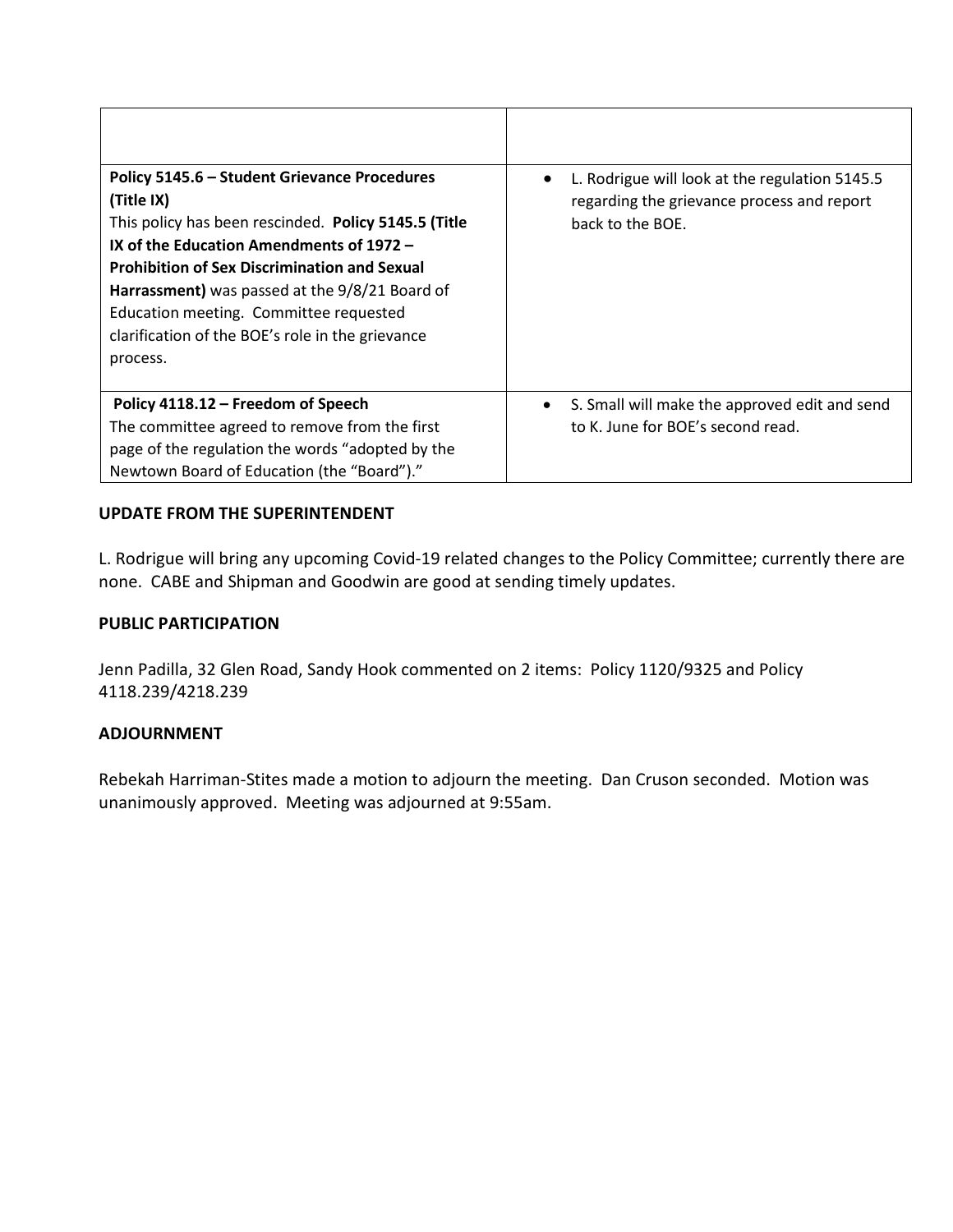| | |
|---|---|
| | |
| **Policy 5145.6 – Student Grievance Procedures (Title IX)**<br>This policy has been rescinded. **Policy 5145.5 (Title IX of the Education Amendments of 1972 – Prohibition of Sex Discrimination and Sexual Harrassment)** was passed at the 9/8/21 Board of Education meeting. Committee requested clarification of the BOE's role in the grievance process. | • L. Rodrigue will look at the regulation 5145.5 regarding the grievance process and report back to the BOE. |
| **Policy 4118.12 – Freedom of Speech**<br>The committee agreed to remove from the first page of the regulation the words "adopted by the Newtown Board of Education (the "Board")." | • S. Small will make the approved edit and send to K. June for BOE's second read. |

**UPDATE FROM THE SUPERINTENDENT**

L. Rodrigue will bring any upcoming Covid-19 related changes to the Policy Committee; currently there are none. CABE and Shipman and Goodwin are good at sending timely updates.

**PUBLIC PARTICIPATION**

Jenn Padilla, 32 Glen Road, Sandy Hook commented on 2 items: Policy 1120/9325 and Policy 4118.239/4218.239

**ADJOURNMENT**

Rebekah Harriman-Stites made a motion to adjourn the meeting. Dan Cruson seconded. Motion was unanimously approved. Meeting was adjourned at 9:55am.